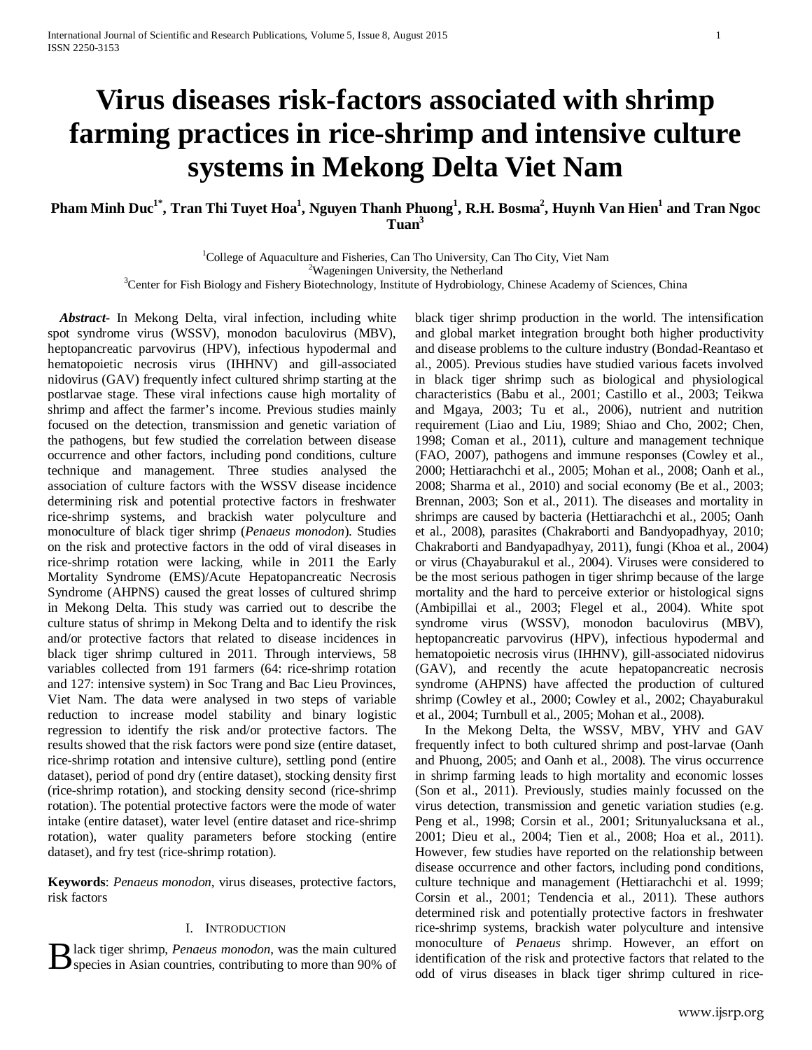# Virus diseases risk-factors associated with shrimp farming practices in rice-shrimp and intensive culture systems in Mekong Delta Viet Nam

**Pham Minh Duc[1*], Tran Thi Tuyet Hoa[1], Nguyen Thanh Phuong[1], R.H. Bosma[2], Huynh Van Hien[1] and Tran Ngoc Tuan[3]**

[1]College of Aquaculture and Fisheries, Can Tho University, Can Tho City, Viet Nam
[2]Wageningen University, the Netherland
[3]Center for Fish Biology and Fishery Biotechnology, Institute of Hydrobiology, Chinese Academy of Sciences, China

***Abstract-*** In Mekong Delta, viral infection, including white spot syndrome virus (WSSV), monodon baculovirus (MBV), heptopancreatic parvovirus (HPV), infectious hypodermal and hematopoietic necrosis virus (IHHNV) and gill-associated nidovirus (GAV) frequently infect cultured shrimp starting at the postlarvae stage. These viral infections cause high mortality of shrimp and affect the farmer's income. Previous studies mainly focused on the detection, transmission and genetic variation of the pathogens, but few studied the correlation between disease occurrence and other factors, including pond conditions, culture technique and management. Three studies analysed the association of culture factors with the WSSV disease incidence determining risk and potential protective factors in freshwater rice-shrimp systems, and brackish water polyculture and monoculture of black tiger shrimp (*Penaeus monodon*). Studies on the risk and protective factors in the odd of viral diseases in rice-shrimp rotation were lacking, while in 2011 the Early Mortality Syndrome (EMS)/Acute Hepatopancreatic Necrosis Syndrome (AHPNS) caused the great losses of cultured shrimp in Mekong Delta. This study was carried out to describe the culture status of shrimp in Mekong Delta and to identify the risk and/or protective factors that related to disease incidences in black tiger shrimp cultured in 2011. Through interviews, 58 variables collected from 191 farmers (64: rice-shrimp rotation and 127: intensive system) in Soc Trang and Bac Lieu Provinces, Viet Nam. The data were analysed in two steps of variable reduction to increase model stability and binary logistic regression to identify the risk and/or protective factors. The results showed that the risk factors were pond size (entire dataset, rice-shrimp rotation and intensive culture), settling pond (entire dataset), period of pond dry (entire dataset), stocking density first (rice-shrimp rotation), and stocking density second (rice-shrimp rotation). The potential protective factors were the mode of water intake (entire dataset), water level (entire dataset and rice-shrimp rotation), water quality parameters before stocking (entire dataset), and fry test (rice-shrimp rotation).

**Keywords**: *Penaeus monodon*, virus diseases, protective factors, risk factors

## I. Introduction

Black tiger shrimp, *Penaeus monodon*, was the main cultured species in Asian countries, contributing to more than 90% of black tiger shrimp production in the world. The intensification and global market integration brought both higher productivity and disease problems to the culture industry (Bondad-Reantaso et al., 2005). Previous studies have studied various facets involved in black tiger shrimp such as biological and physiological characteristics (Babu et al., 2001; Castillo et al., 2003; Teikwa and Mgaya, 2003; Tu et al., 2006), nutrient and nutrition requirement (Liao and Liu, 1989; Shiao and Cho, 2002; Chen, 1998; Coman et al., 2011), culture and management technique (FAO, 2007), pathogens and immune responses (Cowley et al., 2000; Hettiarachchi et al., 2005; Mohan et al., 2008; Oanh et al., 2008; Sharma et al., 2010) and social economy (Be et al., 2003; Brennan, 2003; Son et al., 2011). The diseases and mortality in shrimps are caused by bacteria (Hettiarachchi et al., 2005; Oanh et al., 2008), parasites (Chakraborti and Bandyopadhyay, 2010; Chakraborti and Bandyapadhyay, 2011), fungi (Khoa et al., 2004) or virus (Chayaburakul et al., 2004). Viruses were considered to be the most serious pathogen in tiger shrimp because of the large mortality and the hard to perceive exterior or histological signs (Ambipillai et al., 2003; Flegel et al., 2004). White spot syndrome virus (WSSV), monodon baculovirus (MBV), heptopancreatic parvovirus (HPV), infectious hypodermal and hematopoietic necrosis virus (IHHNV), gill-associated nidovirus (GAV), and recently the acute hepatopancreatic necrosis syndrome (AHPNS) have affected the production of cultured shrimp (Cowley et al., 2000; Cowley et al., 2002; Chayaburakul et al., 2004; Turnbull et al., 2005; Mohan et al., 2008).

In the Mekong Delta, the WSSV, MBV, YHV and GAV frequently infect to both cultured shrimp and post-larvae (Oanh and Phuong, 2005; and Oanh et al., 2008). The virus occurrence in shrimp farming leads to high mortality and economic losses (Son et al., 2011). Previously, studies mainly focussed on the virus detection, transmission and genetic variation studies (e.g. Peng et al., 1998; Corsin et al., 2001; Sritunyalucksana et al., 2001; Dieu et al., 2004; Tien et al., 2008; Hoa et al., 2011). However, few studies have reported on the relationship between disease occurrence and other factors, including pond conditions, culture technique and management (Hettiarachchi et al. 1999; Corsin et al., 2001; Tendencia et al., 2011). These authors determined risk and potentially protective factors in freshwater rice-shrimp systems, brackish water polyculture and intensive monoculture of *Penaeus* shrimp. However, an effort on identification of the risk and protective factors that related to the odd of virus diseases in black tiger shrimp cultured in rice-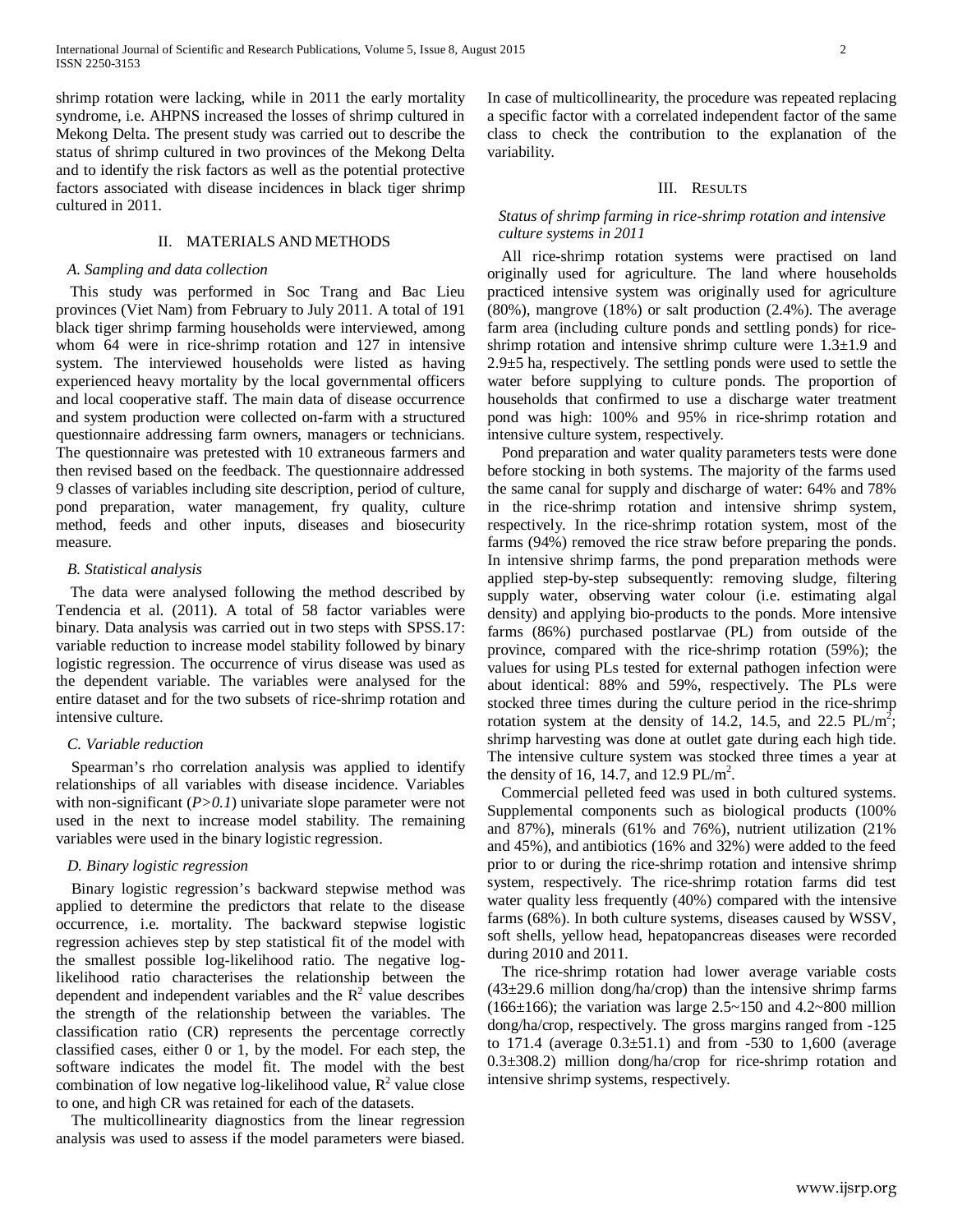shrimp rotation were lacking, while in 2011 the early mortality syndrome, i.e. AHPNS increased the losses of shrimp cultured in Mekong Delta. The present study was carried out to describe the status of shrimp cultured in two provinces of the Mekong Delta and to identify the risk factors as well as the potential protective factors associated with disease incidences in black tiger shrimp cultured in 2011.

## II. MATERIALS AND METHODS

### A. Sampling and data collection

This study was performed in Soc Trang and Bac Lieu provinces (Viet Nam) from February to July 2011. A total of 191 black tiger shrimp farming households were interviewed, among whom 64 were in rice-shrimp rotation and 127 in intensive system. The interviewed households were listed as having experienced heavy mortality by the local governmental officers and local cooperative staff. The main data of disease occurrence and system production were collected on-farm with a structured questionnaire addressing farm owners, managers or technicians. The questionnaire was pretested with 10 extraneous farmers and then revised based on the feedback. The questionnaire addressed 9 classes of variables including site description, period of culture, pond preparation, water management, fry quality, culture method, feeds and other inputs, diseases and biosecurity measure.

### B. Statistical analysis

The data were analysed following the method described by Tendencia et al. (2011). A total of 58 factor variables were binary. Data analysis was carried out in two steps with SPSS.17: variable reduction to increase model stability followed by binary logistic regression. The occurrence of virus disease was used as the dependent variable. The variables were analysed for the entire dataset and for the two subsets of rice-shrimp rotation and intensive culture.

### C. Variable reduction

Spearman's rho correlation analysis was applied to identify relationships of all variables with disease incidence. Variables with non-significant (*P>0.1*) univariate slope parameter were not used in the next to increase model stability. The remaining variables were used in the binary logistic regression.

### D. Binary logistic regression

Binary logistic regression's backward stepwise method was applied to determine the predictors that relate to the disease occurrence, i.e. mortality. The backward stepwise logistic regression achieves step by step statistical fit of the model with the smallest possible log-likelihood ratio. The negative log-likelihood ratio characterises the relationship between the dependent and independent variables and the $R^2$ value describes the strength of the relationship between the variables. The classification ratio (CR) represents the percentage correctly classified cases, either 0 or 1, by the model. For each step, the software indicates the model fit. The model with the best combination of low negative log-likelihood value, $R^2$ value close to one, and high CR was retained for each of the datasets.

The multicollinearity diagnostics from the linear regression analysis was used to assess if the model parameters were biased. In case of multicollinearity, the procedure was repeated replacing a specific factor with a correlated independent factor of the same class to check the contribution to the explanation of the variability.

## III. RESULTS

### Status of shrimp farming in rice-shrimp rotation and intensive culture systems in 2011

All rice-shrimp rotation systems were practised on land originally used for agriculture. The land where households practiced intensive system was originally used for agriculture (80%), mangrove (18%) or salt production (2.4%). The average farm area (including culture ponds and settling ponds) for rice-shrimp rotation and intensive shrimp culture were 1.3±1.9 and 2.9±5 ha, respectively. The settling ponds were used to settle the water before supplying to culture ponds. The proportion of households that confirmed to use a discharge water treatment pond was high: 100% and 95% in rice-shrimp rotation and intensive culture system, respectively.

Pond preparation and water quality parameters tests were done before stocking in both systems. The majority of the farms used the same canal for supply and discharge of water: 64% and 78% in the rice-shrimp rotation and intensive shrimp system, respectively. In the rice-shrimp rotation system, most of the farms (94%) removed the rice straw before preparing the ponds. In intensive shrimp farms, the pond preparation methods were applied step-by-step subsequently: removing sludge, filtering supply water, observing water colour (i.e. estimating algal density) and applying bio-products to the ponds. More intensive farms (86%) purchased postlarvae (PL) from outside of the province, compared with the rice-shrimp rotation (59%); the values for using PLs tested for external pathogen infection were about identical: 88% and 59%, respectively. The PLs were stocked three times during the culture period in the rice-shrimp rotation system at the density of 14.2, 14.5, and 22.5 PL/$m^2$; shrimp harvesting was done at outlet gate during each high tide. The intensive culture system was stocked three times a year at the density of 16, 14.7, and 12.9 PL/$m^2$.

Commercial pelleted feed was used in both cultured systems. Supplemental components such as biological products (100% and 87%), minerals (61% and 76%), nutrient utilization (21% and 45%), and antibiotics (16% and 32%) were added to the feed prior to or during the rice-shrimp rotation and intensive shrimp system, respectively. The rice-shrimp rotation farms did test water quality less frequently (40%) compared with the intensive farms (68%). In both culture systems, diseases caused by WSSV, soft shells, yellow head, hepatopancreas diseases were recorded during 2010 and 2011.

The rice-shrimp rotation had lower average variable costs (43±29.6 million dong/ha/crop) than the intensive shrimp farms (166±166); the variation was large 2.5~150 and 4.2~800 million dong/ha/crop, respectively. The gross margins ranged from -125 to 171.4 (average 0.3±51.1) and from -530 to 1,600 (average 0.3±308.2) million dong/ha/crop for rice-shrimp rotation and intensive shrimp systems, respectively.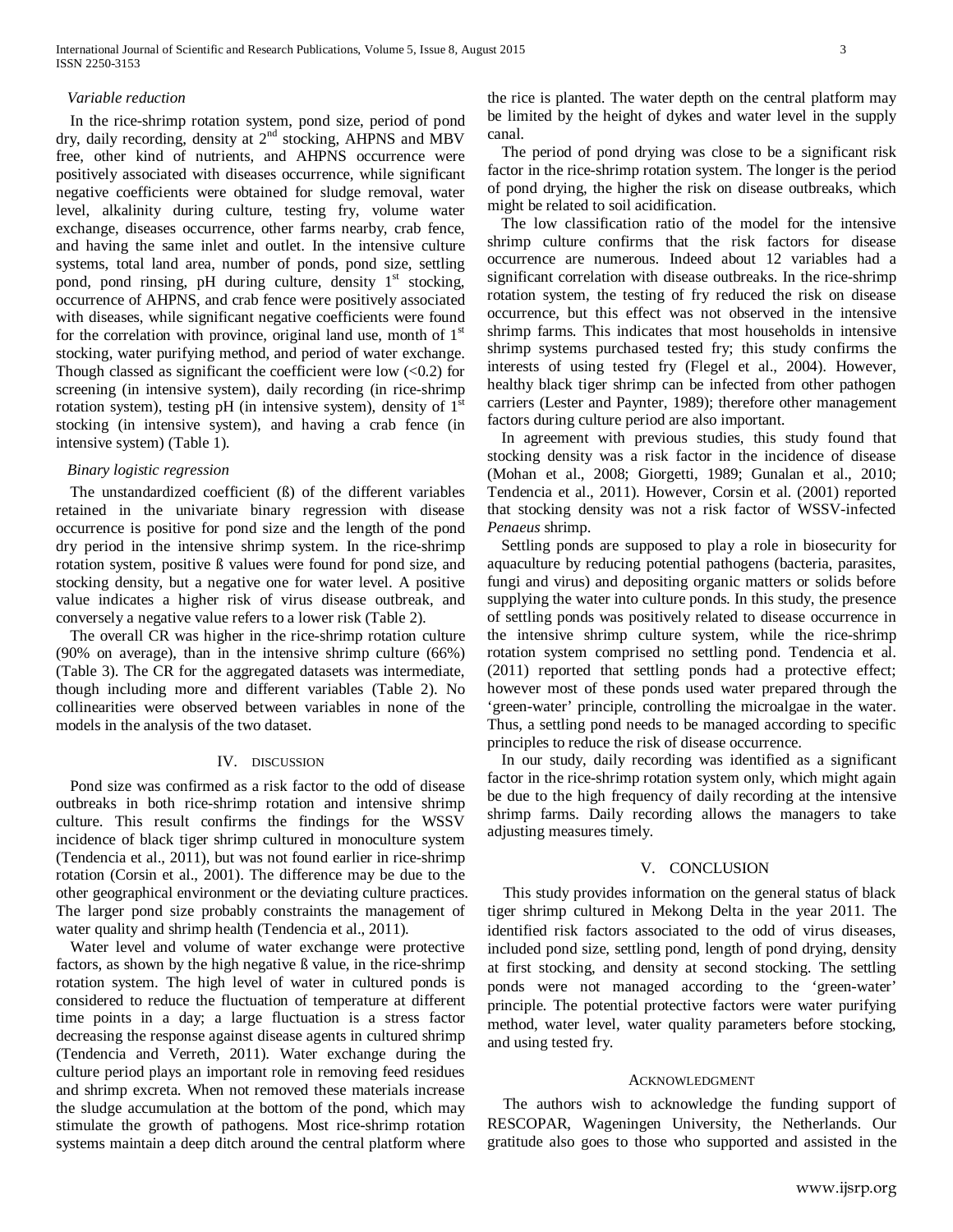### *Variable reduction*

In the rice-shrimp rotation system, pond size, period of pond dry, daily recording, density at 2nd stocking, AHPNS and MBV free, other kind of nutrients, and AHPNS occurrence were positively associated with diseases occurrence, while significant negative coefficients were obtained for sludge removal, water level, alkalinity during culture, testing fry, volume water exchange, diseases occurrence, other farms nearby, crab fence, and having the same inlet and outlet. In the intensive culture systems, total land area, number of ponds, pond size, settling pond, pond rinsing, pH during culture, density 1st stocking, occurrence of AHPNS, and crab fence were positively associated with diseases, while significant negative coefficients were found for the correlation with province, original land use, month of 1st stocking, water purifying method, and period of water exchange. Though classed as significant the coefficient were low (<0.2) for screening (in intensive system), daily recording (in rice-shrimp rotation system), testing pH (in intensive system), density of 1st stocking (in intensive system), and having a crab fence (in intensive system) (Table 1).

### *Binary logistic regression*

The unstandardized coefficient (ß) of the different variables retained in the univariate binary regression with disease occurrence is positive for pond size and the length of the pond dry period in the intensive shrimp system. In the rice-shrimp rotation system, positive ß values were found for pond size, and stocking density, but a negative one for water level. A positive value indicates a higher risk of virus disease outbreak, and conversely a negative value refers to a lower risk (Table 2).

The overall CR was higher in the rice-shrimp rotation culture (90% on average), than in the intensive shrimp culture (66%) (Table 3). The CR for the aggregated datasets was intermediate, though including more and different variables (Table 2). No collinearities were observed between variables in none of the models in the analysis of the two dataset.

## IV. Discussion

Pond size was confirmed as a risk factor to the odd of disease outbreaks in both rice-shrimp rotation and intensive shrimp culture. This result confirms the findings for the WSSV incidence of black tiger shrimp cultured in monoculture system (Tendencia et al., 2011), but was not found earlier in rice-shrimp rotation (Corsin et al., 2001). The difference may be due to the other geographical environment or the deviating culture practices. The larger pond size probably constraints the management of water quality and shrimp health (Tendencia et al., 2011).

Water level and volume of water exchange were protective factors, as shown by the high negative ß value, in the rice-shrimp rotation system. The high level of water in cultured ponds is considered to reduce the fluctuation of temperature at different time points in a day; a large fluctuation is a stress factor decreasing the response against disease agents in cultured shrimp (Tendencia and Verreth, 2011). Water exchange during the culture period plays an important role in removing feed residues and shrimp excreta. When not removed these materials increase the sludge accumulation at the bottom of the pond, which may stimulate the growth of pathogens. Most rice-shrimp rotation systems maintain a deep ditch around the central platform where the rice is planted. The water depth on the central platform may be limited by the height of dykes and water level in the supply canal.

The period of pond drying was close to be a significant risk factor in the rice-shrimp rotation system. The longer is the period of pond drying, the higher the risk on disease outbreaks, which might be related to soil acidification.

The low classification ratio of the model for the intensive shrimp culture confirms that the risk factors for disease occurrence are numerous. Indeed about 12 variables had a significant correlation with disease outbreaks. In the rice-shrimp rotation system, the testing of fry reduced the risk on disease occurrence, but this effect was not observed in the intensive shrimp farms. This indicates that most households in intensive shrimp systems purchased tested fry; this study confirms the interests of using tested fry (Flegel et al., 2004). However, healthy black tiger shrimp can be infected from other pathogen carriers (Lester and Paynter, 1989); therefore other management factors during culture period are also important.

In agreement with previous studies, this study found that stocking density was a risk factor in the incidence of disease (Mohan et al., 2008; Giorgetti, 1989; Gunalan et al., 2010; Tendencia et al., 2011). However, Corsin et al. (2001) reported that stocking density was not a risk factor of WSSV-infected *Penaeus* shrimp.

Settling ponds are supposed to play a role in biosecurity for aquaculture by reducing potential pathogens (bacteria, parasites, fungi and virus) and depositing organic matters or solids before supplying the water into culture ponds. In this study, the presence of settling ponds was positively related to disease occurrence in the intensive shrimp culture system, while the rice-shrimp rotation system comprised no settling pond. Tendencia et al. (2011) reported that settling ponds had a protective effect; however most of these ponds used water prepared through the 'green-water' principle, controlling the microalgae in the water. Thus, a settling pond needs to be managed according to specific principles to reduce the risk of disease occurrence.

In our study, daily recording was identified as a significant factor in the rice-shrimp rotation system only, which might again be due to the high frequency of daily recording at the intensive shrimp farms. Daily recording allows the managers to take adjusting measures timely.

## V. Conclusion

This study provides information on the general status of black tiger shrimp cultured in Mekong Delta in the year 2011. The identified risk factors associated to the odd of virus diseases, included pond size, settling pond, length of pond drying, density at first stocking, and density at second stocking. The settling ponds were not managed according to the 'green-water' principle. The potential protective factors were water purifying method, water level, water quality parameters before stocking, and using tested fry.

## Acknowledgment

The authors wish to acknowledge the funding support of RESCOPAR, Wageningen University, the Netherlands. Our gratitude also goes to those who supported and assisted in the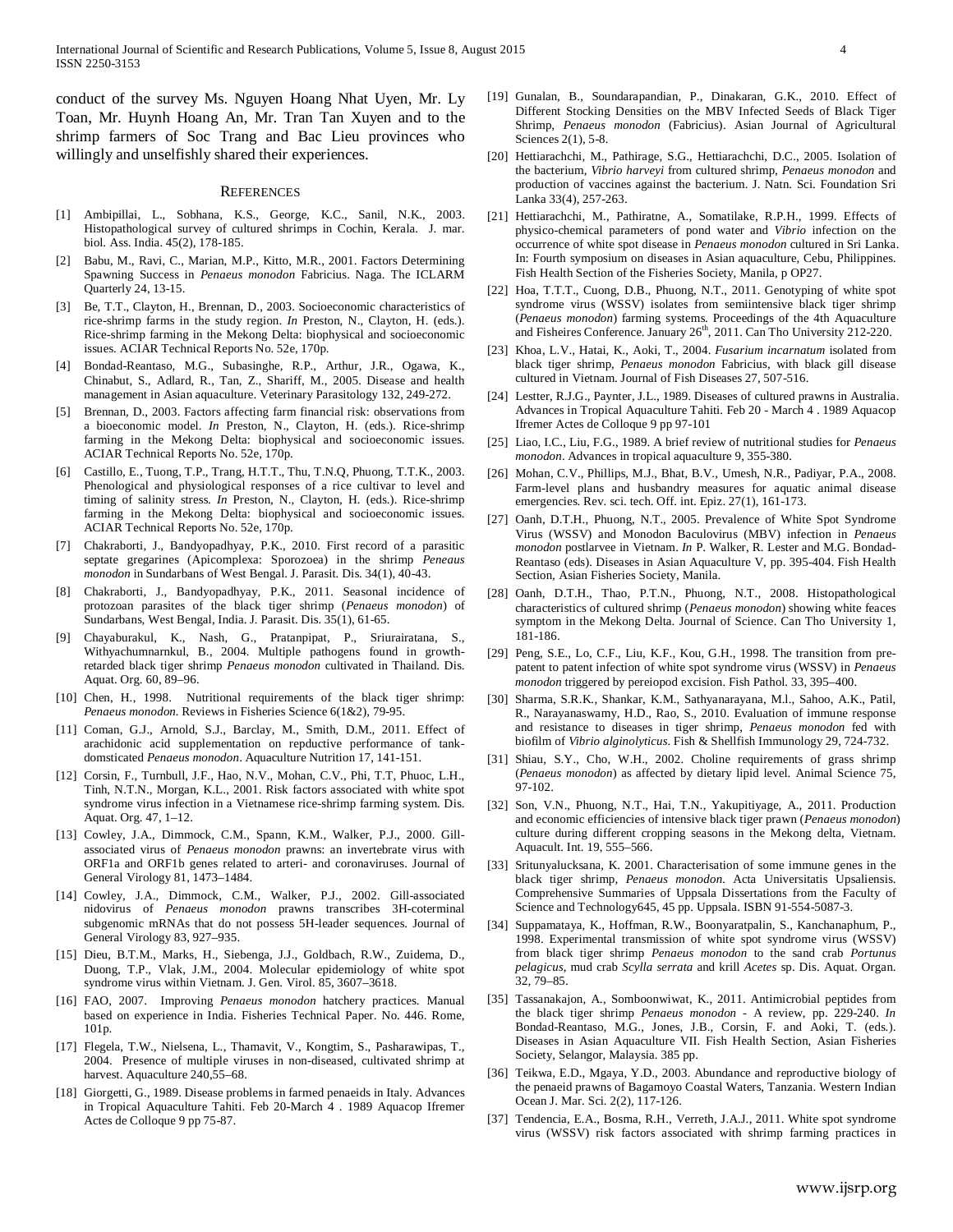conduct of the survey Ms. Nguyen Hoang Nhat Uyen, Mr. Ly Toan, Mr. Huynh Hoang An, Mr. Tran Tan Xuyen and to the shrimp farmers of Soc Trang and Bac Lieu provinces who willingly and unselfishly shared their experiences.

## References

[1] Ambipillai, L., Sobhana, K.S., George, K.C., Sanil, N.K., 2003. Histopathological survey of cultured shrimps in Cochin, Kerala. J. mar. biol. Ass. India. 45(2), 178-185.

[2] Babu, M., Ravi, C., Marian, M.P., Kitto, M.R., 2001. Factors Determining Spawning Success in *Penaeus monodon* Fabricius. Naga. The ICLARM Quarterly 24, 13-15.

[3] Be, T.T., Clayton, H., Brennan, D., 2003. Socioeconomic characteristics of rice-shrimp farms in the study region. *In* Preston, N., Clayton, H. (eds.). Rice-shrimp farming in the Mekong Delta: biophysical and socioeconomic issues. ACIAR Technical Reports No. 52e, 170p.

[4] Bondad-Reantaso, M.G., Subasinghe, R.P., Arthur, J.R., Ogawa, K., Chinabut, S., Adlard, R., Tan, Z., Shariff, M., 2005. Disease and health management in Asian aquaculture. Veterinary Parasitology 132, 249-272.

[5] Brennan, D., 2003. Factors affecting farm financial risk: observations from a bioeconomic model. *In* Preston, N., Clayton, H. (eds.). Rice-shrimp farming in the Mekong Delta: biophysical and socioeconomic issues. ACIAR Technical Reports No. 52e, 170p.

[6] Castillo, E., Tuong, T.P., Trang, H.T.T., Thu, T.N.Q, Phuong, T.T.K., 2003. Phenological and physiological responses of a rice cultivar to level and timing of salinity stress. *In* Preston, N., Clayton, H. (eds.). Rice-shrimp farming in the Mekong Delta: biophysical and socioeconomic issues. ACIAR Technical Reports No. 52e, 170p.

[7] Chakraborti, J., Bandyopadhyay, P.K., 2010. First record of a parasitic septate gregarines (Apicomplexa: Sporozoea) in the shrimp *Peneaus monodon* in Sundarbans of West Bengal. J. Parasit. Dis. 34(1), 40-43.

[8] Chakraborti, J., Bandyopadhyay, P.K., 2011. Seasonal incidence of protozoan parasites of the black tiger shrimp (*Penaeus monodon*) of Sundarbans, West Bengal, India. J. Parasit. Dis. 35(1), 61-65.

[9] Chayaburakul, K., Nash, G., Pratanpipat, P., Sriurairatana, S., Withyachumnarnkul, B., 2004. Multiple pathogens found in growth-retarded black tiger shrimp *Penaeus monodon* cultivated in Thailand. Dis. Aquat. Org. 60, 89–96.

[10] Chen, H., 1998. Nutritional requirements of the black tiger shrimp: *Penaeus monodon*. Reviews in Fisheries Science 6(1&2), 79-95.

[11] Coman, G.J., Arnold, S.J., Barclay, M., Smith, D.M., 2011. Effect of arachidonic acid supplementation on repductive performance of tank-domsticated *Penaeus monodon*. Aquaculture Nutrition 17, 141-151.

[12] Corsin, F., Turnbull, J.F., Hao, N.V., Mohan, C.V., Phi, T.T, Phuoc, L.H., Tinh, N.T.N., Morgan, K.L., 2001. Risk factors associated with white spot syndrome virus infection in a Vietnamese rice-shrimp farming system. Dis. Aquat. Org. 47, 1–12.

[13] Cowley, J.A., Dimmock, C.M., Spann, K.M., Walker, P.J., 2000. Gill-associated virus of *Penaeus monodon* prawns: an invertebrate virus with ORF1a and ORF1b genes related to arteri- and coronaviruses. Journal of General Virology 81, 1473–1484.

[14] Cowley, J.A., Dimmock, C.M., Walker, P.J., 2002. Gill-associated nidovirus of *Penaeus monodon* prawns transcribes 3H-coterminal subgenomic mRNAs that do not possess 5H-leader sequences. Journal of General Virology 83, 927–935.

[15] Dieu, B.T.M., Marks, H., Siebenga, J.J., Goldbach, R.W., Zuidema, D., Duong, T.P., Vlak, J.M., 2004. Molecular epidemiology of white spot syndrome virus within Vietnam. J. Gen. Virol. 85, 3607–3618.

[16] FAO, 2007. Improving *Penaeus monodon* hatchery practices. Manual based on experience in India. Fisheries Technical Paper. No. 446. Rome, 101p.

[17] Flegela, T.W., Nielsena, L., Thamavit, V., Kongtim, S., Pasharawipas, T., 2004. Presence of multiple viruses in non-diseased, cultivated shrimp at harvest. Aquaculture 240,55–68.

[18] Giorgetti, G., 1989. Disease problems in farmed penaeids in Italy. Advances in Tropical Aquaculture Tahiti. Feb 20-March 4 . 1989 Aquacop Ifremer Actes de Colloque 9 pp 75-87.

[19] Gunalan, B., Soundarapandian, P., Dinakaran, G.K., 2010. Effect of Different Stocking Densities on the MBV Infected Seeds of Black Tiger Shrimp, *Penaeus monodon* (Fabricius). Asian Journal of Agricultural Sciences 2(1), 5-8.

[20] Hettiarachchi, M., Pathirage, S.G., Hettiarachchi, D.C., 2005. Isolation of the bacterium, *Vibrio harveyi* from cultured shrimp, *Penaeus monodon* and production of vaccines against the bacterium. J. Natn. Sci. Foundation Sri Lanka 33(4), 257-263.

[21] Hettiarachchi, M., Pathiratne, A., Somatilake, R.P.H., 1999. Effects of physico-chemical parameters of pond water and *Vibrio* infection on the occurrence of white spot disease in *Penaeus monodon* cultured in Sri Lanka. In: Fourth symposium on diseases in Asian aquaculture, Cebu, Philippines. Fish Health Section of the Fisheries Society, Manila, p OP27.

[22] Hoa, T.T.T., Cuong, D.B., Phuong, N.T., 2011. Genotyping of white spot syndrome virus (WSSV) isolates from semiintensive black tiger shrimp (*Penaeus monodon*) farming systems. Proceedings of the 4th Aquaculture and Fisheires Conference. January 26th, 2011. Can Tho University 212-220.

[23] Khoa, L.V., Hatai, K., Aoki, T., 2004. *Fusarium incarnatum* isolated from black tiger shrimp, *Penaeus monodon* Fabricius, with black gill disease cultured in Vietnam. Journal of Fish Diseases 27, 507-516.

[24] Lestter, R.J.G., Paynter, J.L., 1989. Diseases of cultured prawns in Australia. Advances in Tropical Aquaculture Tahiti. Feb 20 - March 4 . 1989 Aquacop Ifremer Actes de Colloque 9 pp 97-101

[25] Liao, I.C., Liu, F.G., 1989. A brief review of nutritional studies for *Penaeus monodon*. Advances in tropical aquaculture 9, 355-380.

[26] Mohan, C.V., Phillips, M.J., Bhat, B.V., Umesh, N.R., Padiyar, P.A., 2008. Farm-level plans and husbandry measures for aquatic animal disease emergencies. Rev. sci. tech. Off. int. Epiz. 27(1), 161-173.

[27] Oanh, D.T.H., Phuong, N.T., 2005. Prevalence of White Spot Syndrome Virus (WSSV) and Monodon Baculovirus (MBV) infection in *Penaeus monodon* postlarvee in Vietnam. *In* P. Walker, R. Lester and M.G. Bondad-Reantaso (eds). Diseases in Asian Aquaculture V, pp. 395-404. Fish Health Section, Asian Fisheries Society, Manila.

[28] Oanh, D.T.H., Thao, P.T.N., Phuong, N.T., 2008. Histopathological characteristics of cultured shrimp (*Penaeus monodon*) showing white feaces symptom in the Mekong Delta. Journal of Science. Can Tho University 1, 181-186.

[29] Peng, S.E., Lo, C.F., Liu, K.F., Kou, G.H., 1998. The transition from pre-patent to patent infection of white spot syndrome virus (WSSV) in *Penaeus monodon* triggered by pereiopod excision. Fish Pathol. 33, 395–400.

[30] Sharma, S.R.K., Shankar, K.M., Sathyanarayana, M.l., Sahoo, A.K., Patil, R., Narayanaswamy, H.D., Rao, S., 2010. Evaluation of immune response and resistance to diseases in tiger shrimp, *Penaeus monodon* fed with biofilm of *Vibrio alginolyticus*. Fish & Shellfish Immunology 29, 724-732.

[31] Shiau, S.Y., Cho, W.H., 2002. Choline requirements of grass shrimp (*Penaeus monodon*) as affected by dietary lipid level. Animal Science 75, 97-102.

[32] Son, V.N., Phuong, N.T., Hai, T.N., Yakupitiyage, A., 2011. Production and economic efficiencies of intensive black tiger prawn (*Penaeus monodon*) culture during different cropping seasons in the Mekong delta, Vietnam. Aquacult. Int. 19, 555–566.

[33] Sritunyalucksana, K. 2001. Characterisation of some immune genes in the black tiger shrimp, *Penaeus monodon*. Acta Universitatis Upsaliensis. Comprehensive Summaries of Uppsala Dissertations from the Faculty of Science and Technology645, 45 pp. Uppsala. ISBN 91-554-5087-3.

[34] Suppamataya, K., Hoffman, R.W., Boonyaratpalin, S., Kanchanaphum, P., 1998. Experimental transmission of white spot syndrome virus (WSSV) from black tiger shrimp *Penaeus monodon* to the sand crab *Portunus pelagicus*, mud crab *Scylla serrata* and krill *Acetes* sp. Dis. Aquat. Organ. 32, 79–85.

[35] Tassanakajon, A., Somboonwiwat, K., 2011. Antimicrobial peptides from the black tiger shrimp *Penaeus monodon* - A review, pp. 229-240. *In* Bondad-Reantaso, M.G., Jones, J.B., Corsin, F. and Aoki, T. (eds.). Diseases in Asian Aquaculture VII. Fish Health Section, Asian Fisheries Society, Selangor, Malaysia. 385 pp.

[36] Teikwa, E.D., Mgaya, Y.D., 2003. Abundance and reproductive biology of the penaeid prawns of Bagamoyo Coastal Waters, Tanzania. Western Indian Ocean J. Mar. Sci. 2(2), 117-126.

[37] Tendencia, E.A., Bosma, R.H., Verreth, J.A.J., 2011. White spot syndrome virus (WSSV) risk factors associated with shrimp farming practices in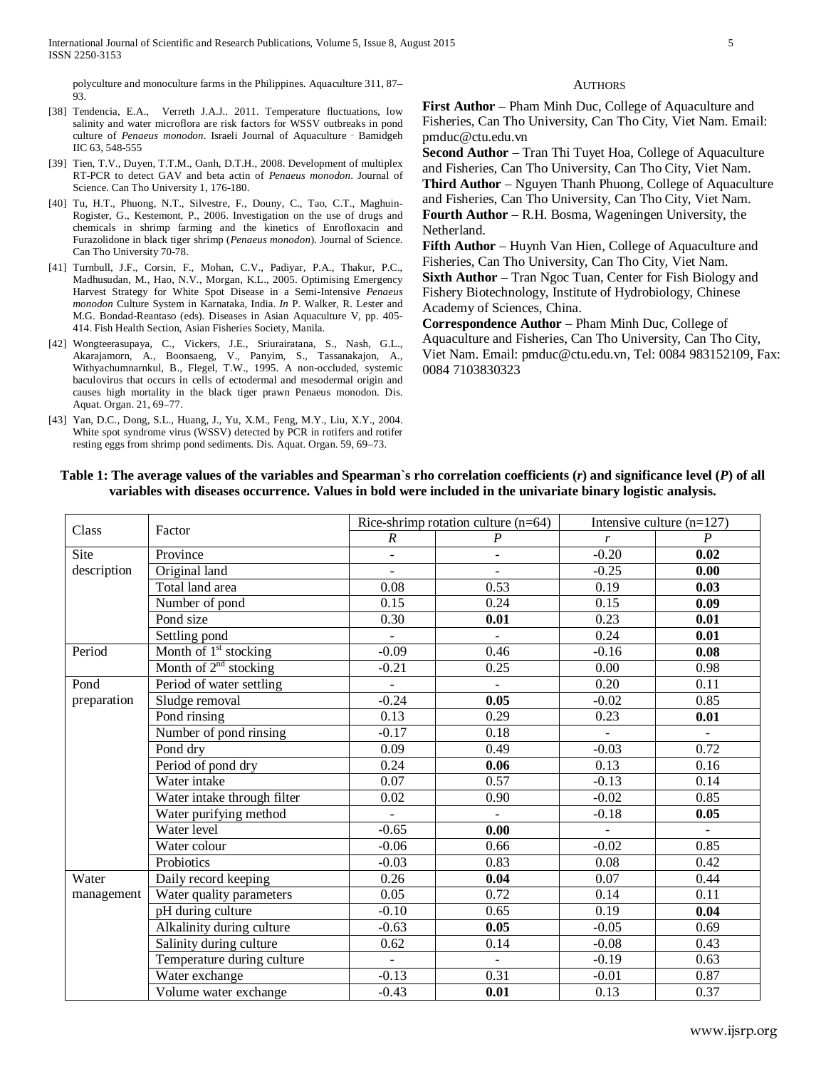polyculture and monoculture farms in the Philippines. Aquaculture 311, 87–93.

[38] Tendencia, E.A., Verreth J.A.J.. 2011. Temperature fluctuations, low salinity and water microflora are risk factors for WSSV outbreaks in pond culture of *Penaeus monodon*. Israeli Journal of Aquaculture ‐ Bamidgeh IIC 63, 548-555

[39] Tien, T.V., Duyen, T.T.M., Oanh, D.T.H., 2008. Development of multiplex RT-PCR to detect GAV and beta actin of *Penaeus monodon*. Journal of Science. Can Tho University 1, 176-180.

[40] Tu, H.T., Phuong, N.T., Silvestre, F., Douny, C., Tao, C.T., Maghuin-Rogister, G., Kestemont, P., 2006. Investigation on the use of drugs and chemicals in shrimp farming and the kinetics of Enrofloxacin and Furazolidone in black tiger shrimp (*Penaeus monodon*). Journal of Science. Can Tho University 70-78.

[41] Turnbull, J.F., Corsin, F., Mohan, C.V., Padiyar, P.A., Thakur, P.C., Madhusudan, M., Hao, N.V., Morgan, K.L., 2005. Optimising Emergency Harvest Strategy for White Spot Disease in a Semi-Intensive *Penaeus monodon* Culture System in Karnataka, India. *In* P. Walker, R. Lester and M.G. Bondad-Reantaso (eds). Diseases in Asian Aquaculture V, pp. 405-414. Fish Health Section, Asian Fisheries Society, Manila.

[42] Wongteerasupaya, C., Vickers, J.E., Sriurairatana, S., Nash, G.L., Akarajamorn, A., Boonsaeng, V., Panyim, S., Tassanakajon, A., Withyachumnarnkul, B., Flegel, T.W., 1995. A non-occluded, systemic baculovirus that occurs in cells of ectodermal and mesodermal origin and causes high mortality in the black tiger prawn Penaeus monodon. Dis. Aquat. Organ. 21, 69–77.

[43] Yan, D.C., Dong, S.L., Huang, J., Yu, X.M., Feng, M.Y., Liu, X.Y., 2004. White spot syndrome virus (WSSV) detected by PCR in rotifers and rotifer resting eggs from shrimp pond sediments. Dis. Aquat. Organ. 59, 69–73.

## Authors

**First Author** – Pham Minh Duc, College of Aquaculture and Fisheries, Can Tho University, Can Tho City, Viet Nam. Email: pmduc@ctu.edu.vn

**Second Author** – Tran Thi Tuyet Hoa, College of Aquaculture and Fisheries, Can Tho University, Can Tho City, Viet Nam.

**Third Author** – Nguyen Thanh Phuong, College of Aquaculture and Fisheries, Can Tho University, Can Tho City, Viet Nam.

**Fourth Author** – R.H. Bosma, Wageningen University, the Netherland.

**Fifth Author** – Huynh Van Hien, College of Aquaculture and Fisheries, Can Tho University, Can Tho City, Viet Nam.

**Sixth Author** – Tran Ngoc Tuan, Center for Fish Biology and Fishery Biotechnology, Institute of Hydrobiology, Chinese Academy of Sciences, China.

**Correspondence Author** – Pham Minh Duc, College of Aquaculture and Fisheries, Can Tho University, Can Tho City, Viet Nam. Email: pmduc@ctu.edu.vn, Tel: 0084 983152109, Fax: 0084 7103830323

**Table 1: The average values of the variables and Spearman`s rho correlation coefficients (*r*) and significance level (*P*) of all variables with diseases occurrence. Values in bold were included in the univariate binary logistic analysis.**

| Class | Factor | Rice-shrimp rotation culture (n=64) | | Intensive culture (n=127) | |
|---|---|---|---|---|---|
| | | *R* | *P* | *r* | *P* |
| Site description | Province | - | - | -0.20 | **0.02** |
| | Original land | - | - | -0.25 | **0.00** |
| | Total land area | 0.08 | 0.53 | 0.19 | **0.03** |
| | Number of pond | 0.15 | 0.24 | 0.15 | **0.09** |
| | Pond size | 0.30 | **0.01** | 0.23 | **0.01** |
| | Settling pond | - | - | 0.24 | **0.01** |
| Period | Month of 1st stocking | -0.09 | 0.46 | -0.16 | **0.08** |
| | Month of 2nd stocking | -0.21 | 0.25 | 0.00 | 0.98 |
| Pond preparation | Period of water settling | - | - | 0.20 | 0.11 |
| | Sludge removal | -0.24 | **0.05** | -0.02 | 0.85 |
| | Pond rinsing | 0.13 | 0.29 | 0.23 | **0.01** |
| | Number of pond rinsing | -0.17 | 0.18 | - | - |
| | Pond dry | 0.09 | 0.49 | -0.03 | 0.72 |
| | Period of pond dry | 0.24 | **0.06** | 0.13 | 0.16 |
| | Water intake | 0.07 | 0.57 | -0.13 | 0.14 |
| | Water intake through filter | 0.02 | 0.90 | -0.02 | 0.85 |
| | Water purifying method | - | - | -0.18 | **0.05** |
| | Water level | -0.65 | **0.00** | - | - |
| | Water colour | -0.06 | 0.66 | -0.02 | 0.85 |
| | Probiotics | -0.03 | 0.83 | 0.08 | 0.42 |
| Water management | Daily record keeping | 0.26 | **0.04** | 0.07 | 0.44 |
| | Water quality parameters | 0.05 | 0.72 | 0.14 | 0.11 |
| | pH during culture | -0.10 | 0.65 | 0.19 | **0.04** |
| | Alkalinity during culture | -0.63 | **0.05** | -0.05 | 0.69 |
| | Salinity during culture | 0.62 | 0.14 | -0.08 | 0.43 |
| | Temperature during culture | - | - | -0.19 | 0.63 |
| | Water exchange | -0.13 | 0.31 | -0.01 | 0.87 |
| | Volume water exchange | -0.43 | **0.01** | 0.13 | 0.37 |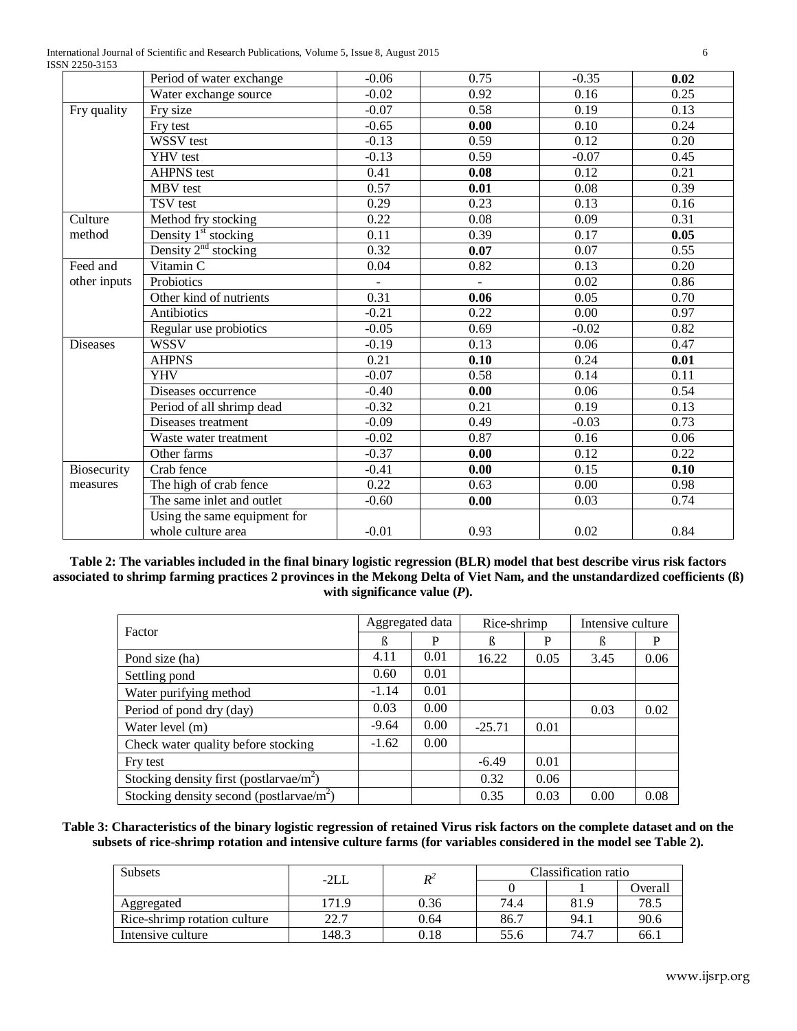| | | | | | |
|---|---|---|---|---|---|
| | Period of water exchange | -0.06 | 0.75 | -0.35 | **0.02** |
| | Water exchange source | -0.02 | 0.92 | 0.16 | 0.25 |
| Fry quality | Fry size | -0.07 | 0.58 | 0.19 | 0.13 |
| | Fry test | -0.65 | **0.00** | 0.10 | 0.24 |
| | WSSV test | -0.13 | 0.59 | 0.12 | 0.20 |
| | YHV test | -0.13 | 0.59 | -0.07 | 0.45 |
| | AHPNS test | 0.41 | **0.08** | 0.12 | 0.21 |
| | MBV test | 0.57 | **0.01** | 0.08 | 0.39 |
| | TSV test | 0.29 | 0.23 | 0.13 | 0.16 |
| Culture method | Method fry stocking | 0.22 | 0.08 | 0.09 | 0.31 |
| | Density 1st stocking | 0.11 | 0.39 | 0.17 | **0.05** |
| | Density 2nd stocking | 0.32 | **0.07** | 0.07 | 0.55 |
| Feed and other inputs | Vitamin C | 0.04 | 0.82 | 0.13 | 0.20 |
| | Probiotics | - | - | 0.02 | 0.86 |
| | Other kind of nutrients | 0.31 | **0.06** | 0.05 | 0.70 |
| | Antibiotics | -0.21 | 0.22 | 0.00 | 0.97 |
| | Regular use probiotics | -0.05 | 0.69 | -0.02 | 0.82 |
| Diseases | WSSV | -0.19 | 0.13 | 0.06 | 0.47 |
| | AHPNS | 0.21 | **0.10** | 0.24 | **0.01** |
| | YHV | -0.07 | 0.58 | 0.14 | 0.11 |
| | Diseases occurrence | -0.40 | **0.00** | 0.06 | 0.54 |
| | Period of all shrimp dead | -0.32 | 0.21 | 0.19 | 0.13 |
| | Diseases treatment | -0.09 | 0.49 | -0.03 | 0.73 |
| | Waste water treatment | -0.02 | 0.87 | 0.16 | 0.06 |
| | Other farms | -0.37 | **0.00** | 0.12 | 0.22 |
| Biosecurity measures | Crab fence | -0.41 | **0.00** | 0.15 | **0.10** |
| | The high of crab fence | 0.22 | 0.63 | 0.00 | 0.98 |
| | The same inlet and outlet | -0.60 | **0.00** | 0.03 | 0.74 |
| | Using the same equipment for whole culture area | -0.01 | 0.93 | 0.02 | 0.84 |

**Table 2: The variables included in the final binary logistic regression (BLR) model that best describe virus risk factors associated to shrimp farming practices 2 provinces in the Mekong Delta of Viet Nam, and the unstandardized coefficients (ß) with significance value (*P*).**

| Factor | Aggregated data | | Rice-shrimp | | Intensive culture | |
|---|---|---|---|---|---|---|
| | ß | P | ß | P | ß | P |
| Pond size (ha) | 4.11 | 0.01 | 16.22 | 0.05 | 3.45 | 0.06 |
| Settling pond | 0.60 | 0.01 | | | | |
| Water purifying method | -1.14 | 0.01 | | | | |
| Period of pond dry (day) | 0.03 | 0.00 | | | 0.03 | 0.02 |
| Water level (m) | -9.64 | 0.00 | -25.71 | 0.01 | | |
| Check water quality before stocking | -1.62 | 0.00 | | | | |
| Fry test | | | -6.49 | 0.01 | | |
| Stocking density first (postlarvae/$m^2$) | | | 0.32 | 0.06 | | |
| Stocking density second (postlarvae/$m^2$) | | | 0.35 | 0.03 | 0.00 | 0.08 |

**Table 3: Characteristics of the binary logistic regression of retained Virus risk factors on the complete dataset and on the subsets of rice-shrimp rotation and intensive culture farms (for variables considered in the model see Table 2).**

| Subsets | -2LL | $R^2$ | Classification ratio | | |
|---|---|---|---|---|---|
| | | | 0 | 1 | Overall |
| Aggregated | 171.9 | 0.36 | 74.4 | 81.9 | 78.5 |
| Rice-shrimp rotation culture | 22.7 | 0.64 | 86.7 | 94.1 | 90.6 |
| Intensive culture | 148.3 | 0.18 | 55.6 | 74.7 | 66.1 |